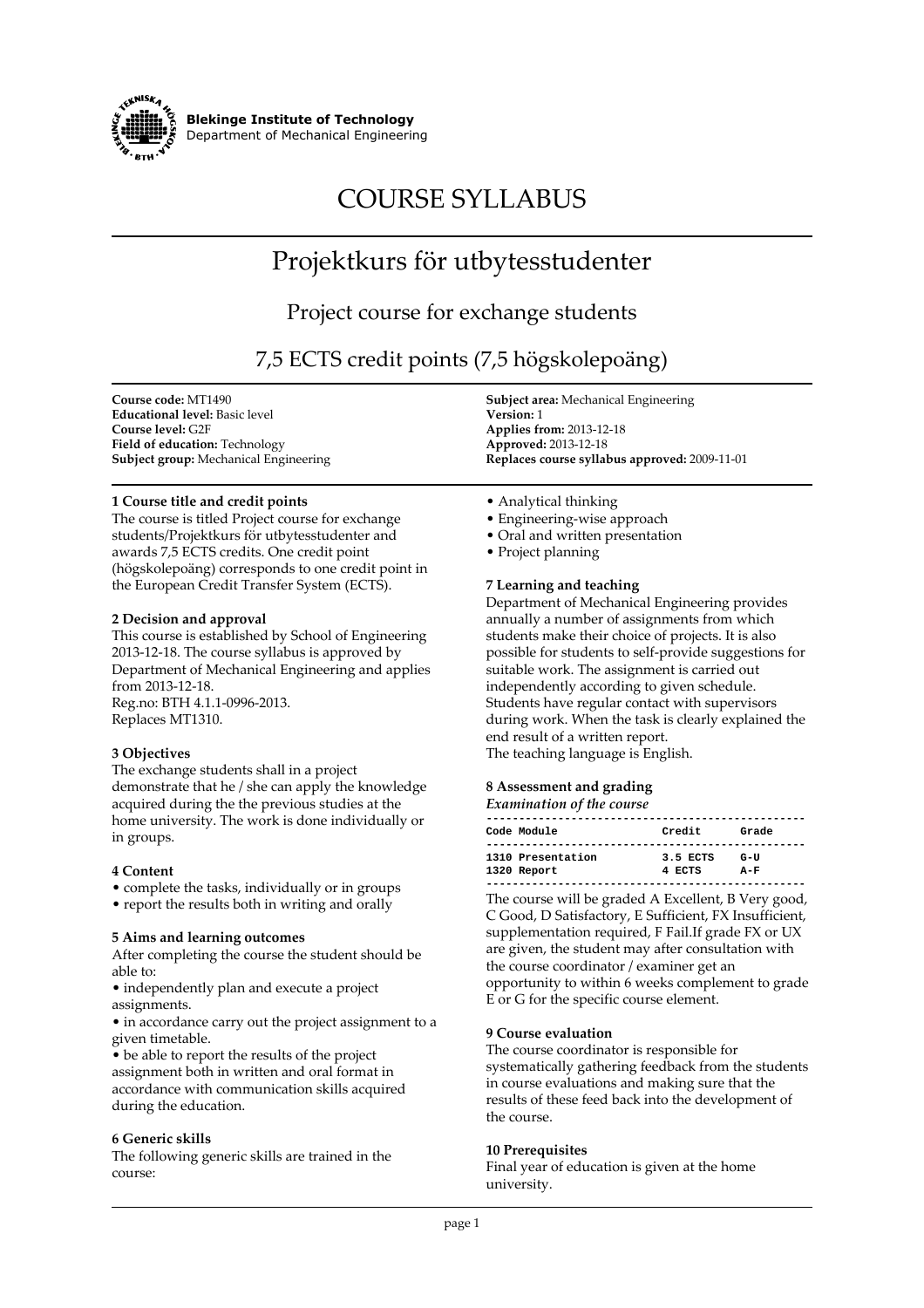**Blekinge Institute of Technology**
Department of Mechanical Engineering

# COURSE SYLLABUS

# Projektkurs för utbytesstudenter

## Project course for exchange students

## 7,5 ECTS credit points (7,5 högskolepoäng)

**Course code:** MT1490
**Educational level:** Basic level
**Course level:** G2F
**Field of education:** Technology
**Subject group:** Mechanical Engineering

**Subject area:** Mechanical Engineering
**Version:** 1
**Applies from:** 2013-12-18
**Approved:** 2013-12-18
**Replaces course syllabus approved:** 2009-11-01

### 1 Course title and credit points

The course is titled Project course for exchange students/Projektkurs för utbytesstudenter and awards 7,5 ECTS credits. One credit point (högskolepoäng) corresponds to one credit point in the European Credit Transfer System (ECTS).

### 2 Decision and approval

This course is established by School of Engineering 2013-12-18. The course syllabus is approved by Department of Mechanical Engineering and applies from 2013-12-18.
Reg.no: BTH 4.1.1-0996-2013.
Replaces MT1310.

### 3 Objectives

The exchange students shall in a project demonstrate that he / she can apply the knowledge acquired during the the previous studies at the home university. The work is done individually or in groups.

### 4 Content

- complete the tasks, individually or in groups
- report the results both in writing and orally

### 5 Aims and learning outcomes

After completing the course the student should be able to:

- independently plan and execute a project assignments.
- in accordance carry out the project assignment to a given timetable.
- be able to report the results of the project assignment both in written and oral format in accordance with communication skills acquired during the education.

### 6 Generic skills

The following generic skills are trained in the course:

- Analytical thinking
- Engineering-wise approach
- Oral and written presentation
- Project planning

### 7 Learning and teaching

Department of Mechanical Engineering provides annually a number of assignments from which students make their choice of projects. It is also possible for students to self-provide suggestions for suitable work. The assignment is carried out independently according to given schedule. Students have regular contact with supervisors during work. When the task is clearly explained the end result of a written report.
The teaching language is English.

### 8 Assessment and grading

*Examination of the course*

| Code | Module | Credit | Grade |
|---|---|---|---|
| 1310 | Presentation | 3.5 ECTS | G-U |
| 1320 | Report | 4 ECTS | A-F |

The course will be graded A Excellent, B Very good, C Good, D Satisfactory, E Sufficient, FX Insufficient, supplementation required, F Fail.If grade FX or UX are given, the student may after consultation with the course coordinator / examiner get an opportunity to within 6 weeks complement to grade E or G for the specific course element.

### 9 Course evaluation

The course coordinator is responsible for systematically gathering feedback from the students in course evaluations and making sure that the results of these feed back into the development of the course.

### 10 Prerequisites

Final year of education is given at the home university.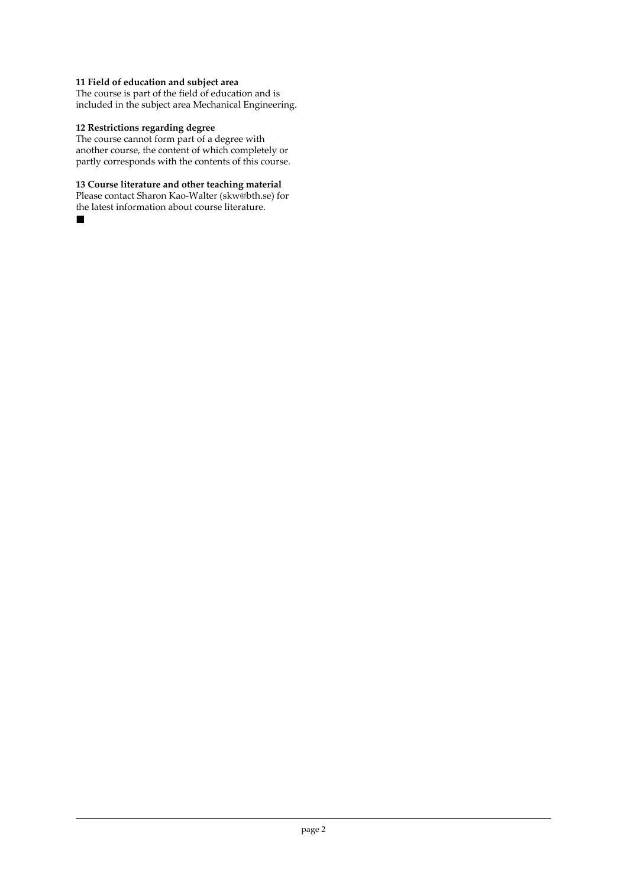**11 Field of education and subject area**

The course is part of the field of education and is included in the subject area Mechanical Engineering.

**12 Restrictions regarding degree**

The course cannot form part of a degree with another course, the content of which completely or partly corresponds with the contents of this course.

**13 Course literature and other teaching material**

Please contact Sharon Kao-Walter (skw@bth.se) for the latest information about course literature.

■